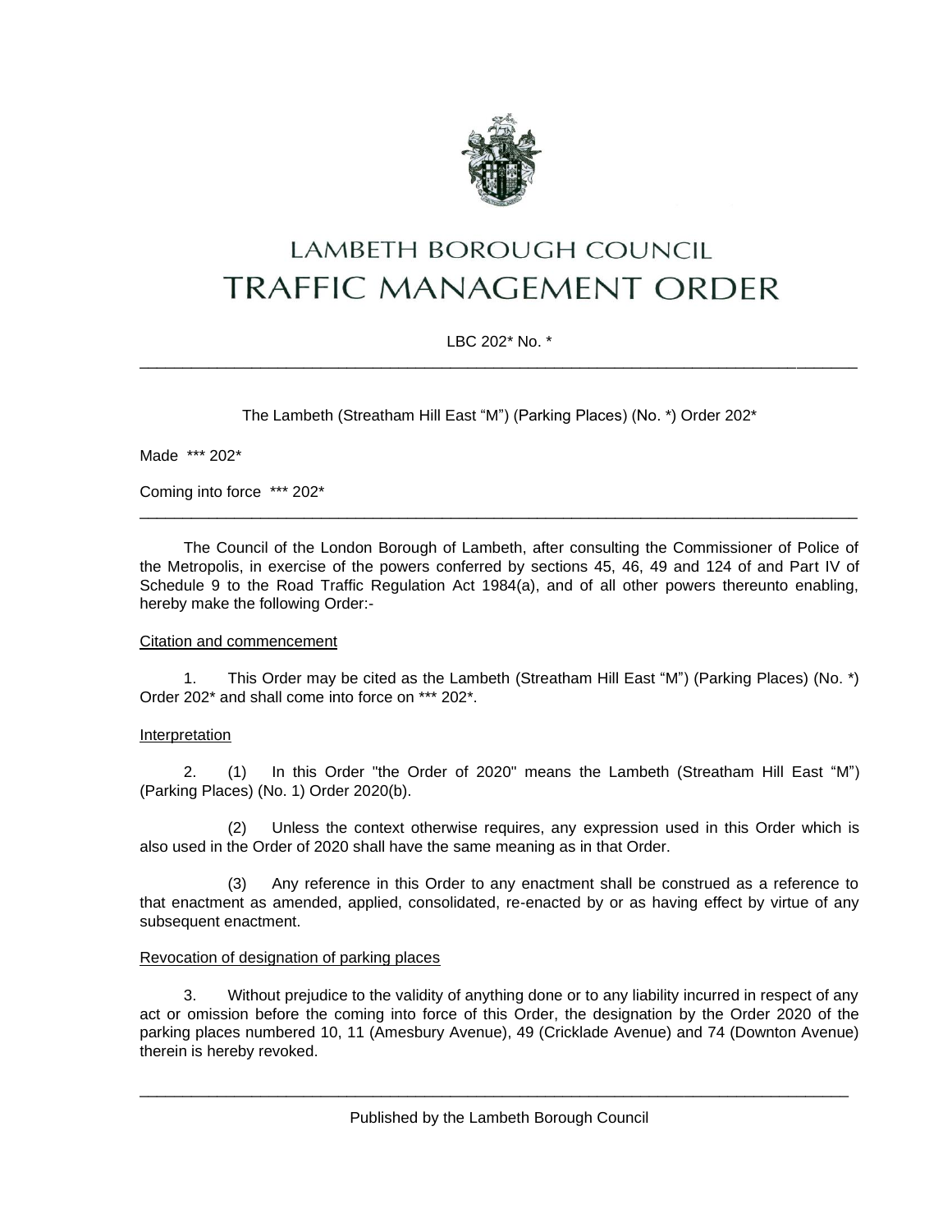# LAMBETH BOROUGH COUNCIL

# TRAFFIC MANAGEMENT ORDER

LBC 202* No. *

---

The Lambeth (Streatham Hill East "M") (Parking Places) (No. *) Order 202*

Made *** 202*

Coming into force *** 202*

---

The Council of the London Borough of Lambeth, after consulting the Commissioner of Police of the Metropolis, in exercise of the powers conferred by sections 45, 46, 49 and 124 of and Part IV of Schedule 9 to the Road Traffic Regulation Act 1984(a), and of all other powers thereunto enabling, hereby make the following Order:-

Citation and commencement

1. This Order may be cited as the Lambeth (Streatham Hill East "M") (Parking Places) (No. *) Order 202* and shall come into force on *** 202*.

Interpretation

2. (1) In this Order "the Order of 2020" means the Lambeth (Streatham Hill East "M") (Parking Places) (No. 1) Order 2020(b).

(2) Unless the context otherwise requires, any expression used in this Order which is also used in the Order of 2020 shall have the same meaning as in that Order.

(3) Any reference in this Order to any enactment shall be construed as a reference to that enactment as amended, applied, consolidated, re-enacted by or as having effect by virtue of any subsequent enactment.

Revocation of designation of parking places

3. Without prejudice to the validity of anything done or to any liability incurred in respect of any act or omission before the coming into force of this Order, the designation by the Order 2020 of the parking places numbered 10, 11 (Amesbury Avenue), 49 (Cricklade Avenue) and 74 (Downton Avenue) therein is hereby revoked.

---

Published by the Lambeth Borough Council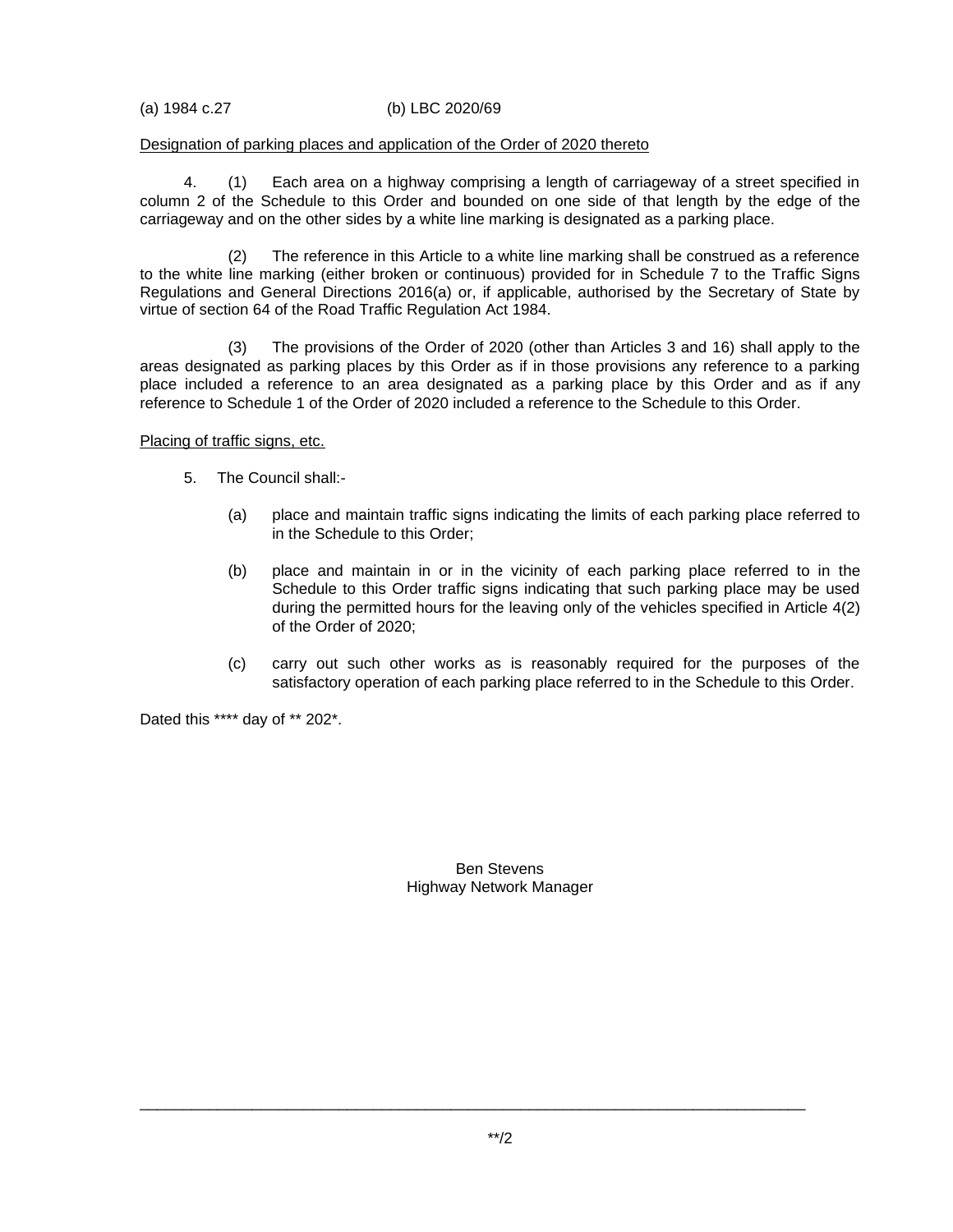(a) 1984 c.27 (b) LBC 2020/69

Designation of parking places and application of the Order of 2020 thereto

4. (1) Each area on a highway comprising a length of carriageway of a street specified in column 2 of the Schedule to this Order and bounded on one side of that length by the edge of the carriageway and on the other sides by a white line marking is designated as a parking place.

(2) The reference in this Article to a white line marking shall be construed as a reference to the white line marking (either broken or continuous) provided for in Schedule 7 to the Traffic Signs Regulations and General Directions 2016(a) or, if applicable, authorised by the Secretary of State by virtue of section 64 of the Road Traffic Regulation Act 1984.

(3) The provisions of the Order of 2020 (other than Articles 3 and 16) shall apply to the areas designated as parking places by this Order as if in those provisions any reference to a parking place included a reference to an area designated as a parking place by this Order and as if any reference to Schedule 1 of the Order of 2020 included a reference to the Schedule to this Order.

Placing of traffic signs, etc.

5. The Council shall:-

(a) place and maintain traffic signs indicating the limits of each parking place referred to in the Schedule to this Order;

(b) place and maintain in or in the vicinity of each parking place referred to in the Schedule to this Order traffic signs indicating that such parking place may be used during the permitted hours for the leaving only of the vehicles specified in Article 4(2) of the Order of 2020;

(c) carry out such other works as is reasonably required for the purposes of the satisfactory operation of each parking place referred to in the Schedule to this Order.

Dated this **** day of ** 202*.

Ben Stevens
Highway Network Manager

**/2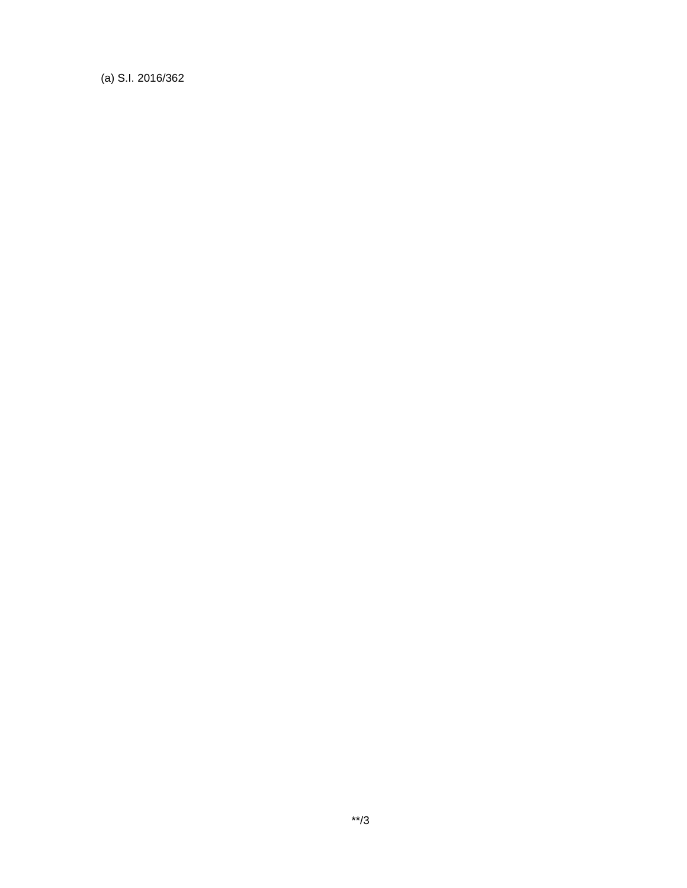(a) S.I. 2016/362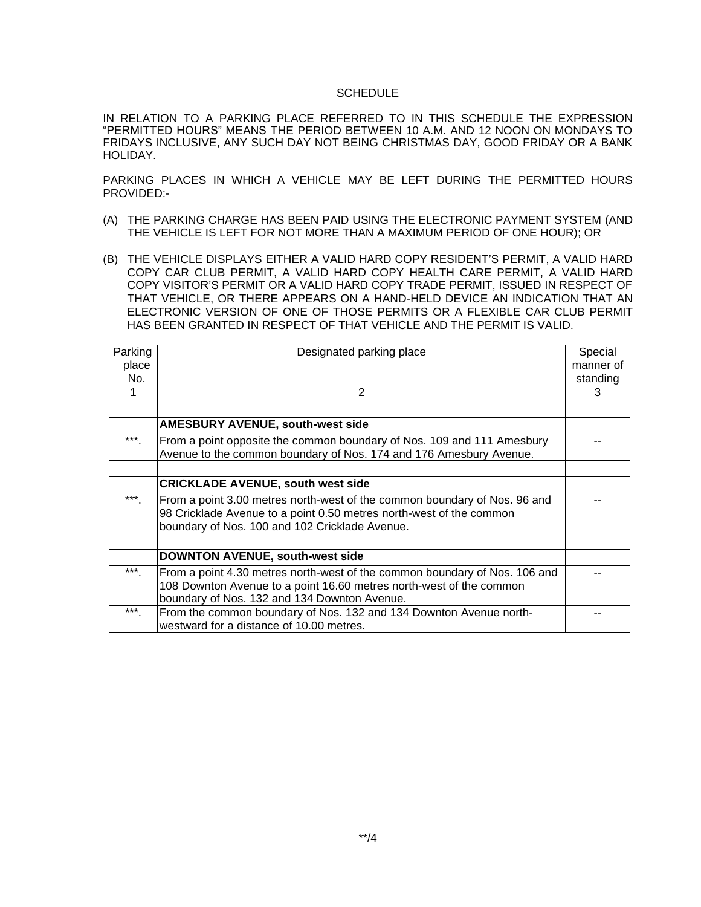SCHEDULE

IN RELATION TO A PARKING PLACE REFERRED TO IN THIS SCHEDULE THE EXPRESSION "PERMITTED HOURS" MEANS THE PERIOD BETWEEN 10 A.M. AND 12 NOON ON MONDAYS TO FRIDAYS INCLUSIVE, ANY SUCH DAY NOT BEING CHRISTMAS DAY, GOOD FRIDAY OR A BANK HOLIDAY.

PARKING PLACES IN WHICH A VEHICLE MAY BE LEFT DURING THE PERMITTED HOURS PROVIDED:-

(A) THE PARKING CHARGE HAS BEEN PAID USING THE ELECTRONIC PAYMENT SYSTEM (AND THE VEHICLE IS LEFT FOR NOT MORE THAN A MAXIMUM PERIOD OF ONE HOUR); OR

(B) THE VEHICLE DISPLAYS EITHER A VALID HARD COPY RESIDENT'S PERMIT, A VALID HARD COPY CAR CLUB PERMIT, A VALID HARD COPY HEALTH CARE PERMIT, A VALID HARD COPY VISITOR'S PERMIT OR A VALID HARD COPY TRADE PERMIT, ISSUED IN RESPECT OF THAT VEHICLE, OR THERE APPEARS ON A HAND-HELD DEVICE AN INDICATION THAT AN ELECTRONIC VERSION OF ONE OF THOSE PERMITS OR A FLEXIBLE CAR CLUB PERMIT HAS BEEN GRANTED IN RESPECT OF THAT VEHICLE AND THE PERMIT IS VALID.

| Parking place No. | Designated parking place | Special manner of standing |
|---|---|---|
| 1 | 2 | 3 |
| | | |
| | **AMESBURY AVENUE, south-west side** | |
| ***. | From a point opposite the common boundary of Nos. 109 and 111 Amesbury Avenue to the common boundary of Nos. 174 and 176 Amesbury Avenue. | -- |
| | | |
| | **CRICKLADE AVENUE, south west side** | |
| ***. | From a point 3.00 metres north-west of the common boundary of Nos. 96 and 98 Cricklade Avenue to a point 0.50 metres north-west of the common boundary of Nos. 100 and 102 Cricklade Avenue. | -- |
| | | |
| | **DOWNTON AVENUE, south-west side** | |
| ***. | From a point 4.30 metres north-west of the common boundary of Nos. 106 and 108 Downton Avenue to a point 16.60 metres north-west of the common boundary of Nos. 132 and 134 Downton Avenue. | -- |
| ***. | From the common boundary of Nos. 132 and 134 Downton Avenue north-westward for a distance of 10.00 metres. | -- |